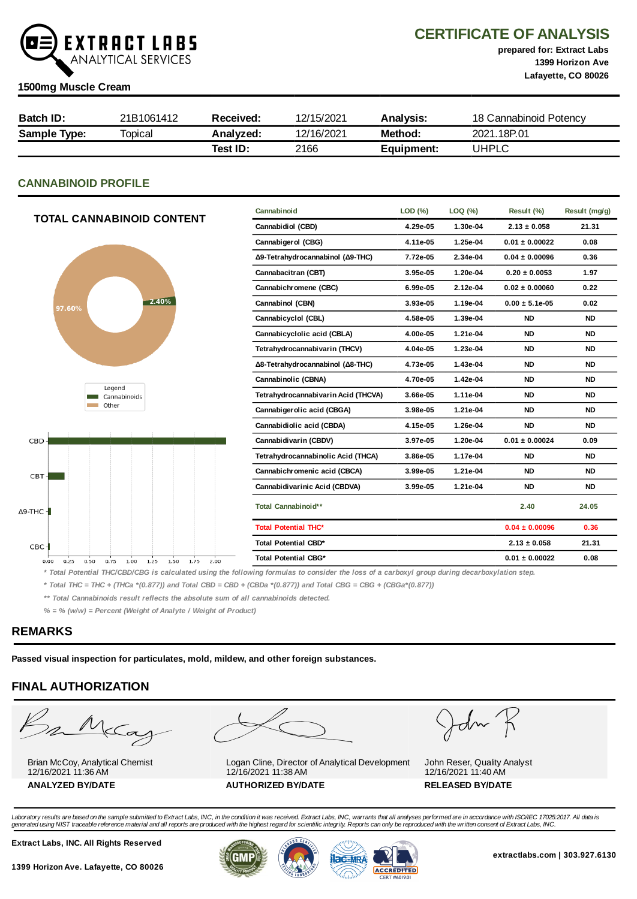# EXTRACT LABS ANALYTICAL SERVICES

## CERTIFICATE OF ANALYSIS

**prepared for: Extract Labs**
**1399 Horizon Ave**
**Lafayette, CO 80026**

**1500mg Muscle Cream**

| **Batch ID:** | 21B1061412 | **Received:** | 12/15/2021 | **Analysis:** | 18 Cannabinoid Potency |
|---|---|---|---|---|---|
| **Sample Type:** | Topical | **Analyzed:** | 12/16/2021 | **Method:** | 2021.18P.01 |
| | | **Test ID:** | 2166 | **Equipment:** | UHPLC |

## CANNABINOID PROFILE

### TOTAL CANNABINOID CONTENT

97.60%
2.40%

Legend
Cannabinoids
Other

CBD
CBT
Δ9-THC
CBC

0.00 0.25 0.50 0.75 1.00 1.25 1.50 1.75 2.00

| Cannabinoid | LOD (%) | LOQ (%) | Result (%) | Result (mg/g) |
|---|---|---|---|---|
| Cannabidiol (CBD) | 4.29e-05 | 1.30e-04 | 2.13 ± 0.058 | 21.31 |
| Cannabigerol (CBG) | 4.11e-05 | 1.25e-04 | 0.01 ± 0.00022 | 0.08 |
| Δ9-Tetrahydrocannabinol (Δ9-THC) | 7.72e-05 | 2.34e-04 | 0.04 ± 0.00096 | 0.36 |
| Cannabacitran (CBT) | 3.95e-05 | 1.20e-04 | 0.20 ± 0.0053 | 1.97 |
| Cannabichromene (CBC) | 6.99e-05 | 2.12e-04 | 0.02 ± 0.00060 | 0.22 |
| Cannabinol (CBN) | 3.93e-05 | 1.19e-04 | 0.00 ± 5.1e-05 | 0.02 |
| Cannabicyclol (CBL) | 4.58e-05 | 1.39e-04 | ND | ND |
| Cannabicyclolic acid (CBLA) | 4.00e-05 | 1.21e-04 | ND | ND |
| Tetrahydrocannabivarin (THCV) | 4.04e-05 | 1.23e-04 | ND | ND |
| Δ8-Tetrahydrocannabinol (Δ8-THC) | 4.73e-05 | 1.43e-04 | ND | ND |
| Cannabinolic (CBNA) | 4.70e-05 | 1.42e-04 | ND | ND |
| Tetrahydrocannabivarin Acid (THCVA) | 3.66e-05 | 1.11e-04 | ND | ND |
| Cannabigerolic acid (CBGA) | 3.98e-05 | 1.21e-04 | ND | ND |
| Cannabidiolic acid (CBDA) | 4.15e-05 | 1.26e-04 | ND | ND |
| Cannabidivarin (CBDV) | 3.97e-05 | 1.20e-04 | 0.01 ± 0.00024 | 0.09 |
| Tetrahydrocannabinolic Acid (THCA) | 3.86e-05 | 1.17e-04 | ND | ND |
| Cannabichromenic acid (CBCA) | 3.99e-05 | 1.21e-04 | ND | ND |
| Cannabidivarinic Acid (CBDVA) | 3.99e-05 | 1.21e-04 | ND | ND |
| **Total Cannabinoid**** | | | 2.40 | 24.05 |
| **Total Potential THC*** | | | 0.04 ± 0.00096 | 0.36 |
| **Total Potential CBD*** | | | 2.13 ± 0.058 | 21.31 |
| **Total Potential CBG*** | | | 0.01 ± 0.00022 | 0.08 |

*\* Total Potential THC/CBD/CBG is calculated using the following formulas to consider the loss of a carboxyl group during decarboxylation step.*

*\* Total THC = THC + (THCa \*(0.877)) and Total CBD = CBD + (CBDa \*(0.877)) and Total CBG = CBG + (CBGa\*(0.877))*

*\*\* Total Cannabinoids result reflects the absolute sum of all cannabinoids detected.*

*% = % (w/w) = Percent (Weight of Analyte / Weight of Product)*

## REMARKS

**Passed visual inspection for particulates, mold, mildew, and other foreign substances.**

## FINAL AUTHORIZATION

| Brian McCoy, Analytical Chemist<br>12/16/2021 11:36 AM | Logan Cline, Director of Analytical Development<br>12/16/2021 11:38 AM | John Reser, Quality Analyst<br>12/16/2021 11:40 AM |
|---|---|---|
| **ANALYZED BY/DATE** | **AUTHORIZED BY/DATE** | **RELEASED BY/DATE** |

*Laboratory results are based on the sample submitted to Extract Labs, INC, in the condition it was received. Extract Labs, INC, warrants that all analyses performed are in accordance with ISO/IEC 17025:2017. All data is generated using NIST traceable reference material and all reports are produced with the highest regard for scientific integrity. Reports can only be reproduced with the written consent of Extract Labs, INC.*

**Extract Labs, INC. All Rights Reserved**

**1399 Horizon Ave. Lafayette, CO 80026**

ACCREDITED CERT #6019.01

**extractlabs.com | 303.927.6130**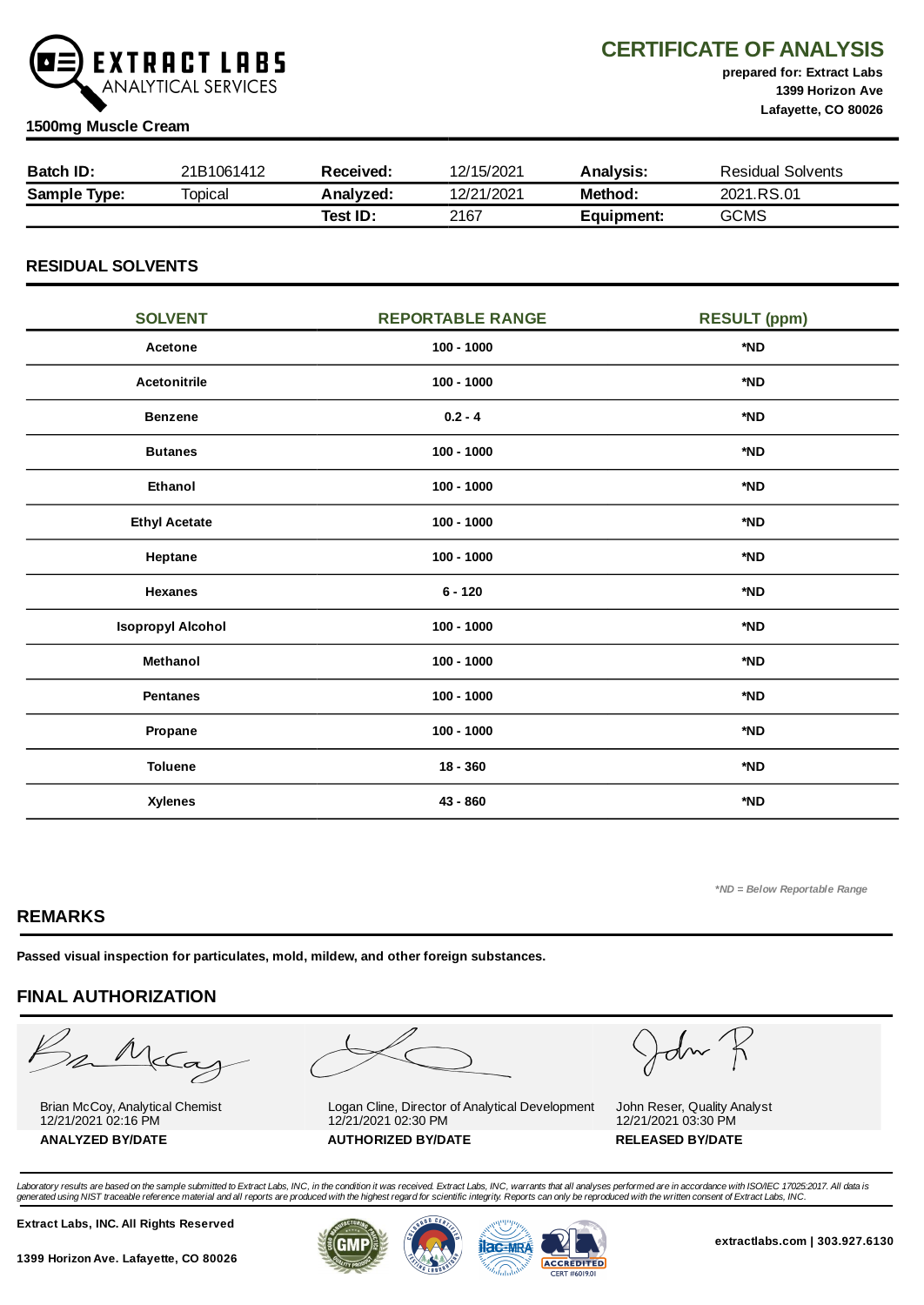**EXTRACT LABS** ANALYTICAL SERVICES

# CERTIFICATE OF ANALYSIS

**prepared for: Extract Labs**
**1399 Horizon Ave**
**Lafayette, CO 80026**

**1500mg Muscle Cream**

| **Batch ID:** | 21B1061412 | **Received:** | 12/15/2021 | **Analysis:** | Residual Solvents |
|---|---|---|---|---|---|
| **Sample Type:** | Topical | **Analyzed:** | 12/21/2021 | **Method:** | 2021.RS.01 |
| | | **Test ID:** | 2167 | **Equipment:** | GCMS |

## RESIDUAL SOLVENTS

| SOLVENT | REPORTABLE RANGE | RESULT (ppm) |
|---|---|---|
| **Acetone** | **100 - 1000** | ***ND** |
| **Acetonitrile** | **100 - 1000** | ***ND** |
| **Benzene** | **0.2 - 4** | ***ND** |
| **Butanes** | **100 - 1000** | ***ND** |
| **Ethanol** | **100 - 1000** | ***ND** |
| **Ethyl Acetate** | **100 - 1000** | ***ND** |
| **Heptane** | **100 - 1000** | ***ND** |
| **Hexanes** | **6 - 120** | ***ND** |
| **Isopropyl Alcohol** | **100 - 1000** | ***ND** |
| **Methanol** | **100 - 1000** | ***ND** |
| **Pentanes** | **100 - 1000** | ***ND** |
| **Propane** | **100 - 1000** | ***ND** |
| **Toluene** | **18 - 360** | ***ND** |
| **Xylenes** | **43 - 860** | ***ND** |

*\*ND = Below Reportable Range*

## REMARKS

**Passed visual inspection for particulates, mold, mildew, and other foreign substances.**

## FINAL AUTHORIZATION

| Brian McCoy, Analytical Chemist<br>12/21/2021 02:16 PM<br>**ANALYZED BY/DATE** | Logan Cline, Director of Analytical Development<br>12/21/2021 02:30 PM<br>**AUTHORIZED BY/DATE** | John Reser, Quality Analyst<br>12/21/2021 03:30 PM<br>**RELEASED BY/DATE** |
|---|---|---|

*Laboratory results are based on the sample submitted to Extract Labs, INC, in the condition it was received. Extract Labs, INC, warrants that all analyses performed are in accordance with ISO/IEC 17025:2017. All data is generated using NIST traceable reference material and all reports are produced with the highest regard for scientific integrity. Reports can only be reproduced with the written consent of Extract Labs, INC.*

**Extract Labs, INC. All Rights Reserved**

**1399 Horizon Ave. Lafayette, CO 80026**

**extractlabs.com | 303.927.6130**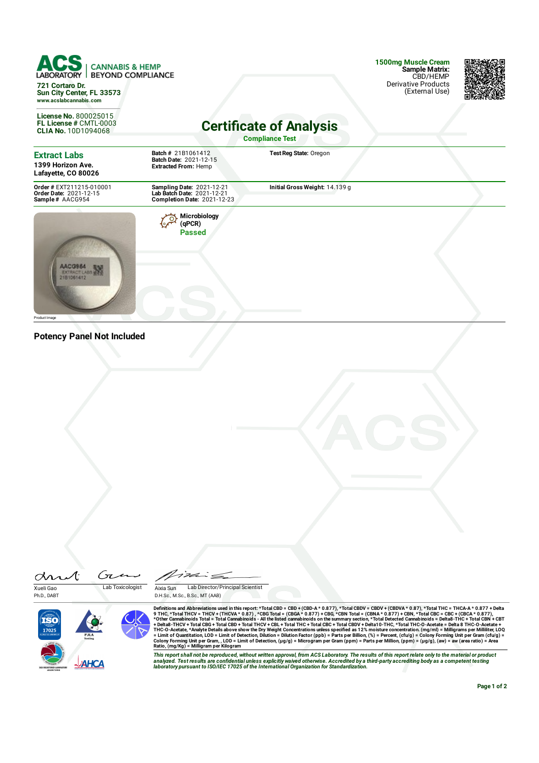**ACS LABORATORY** | CANNABIS & HEMP BEYOND COMPLIANCE

721 Cortaro Dr.
Sun City Center, FL 33573
www.acslabcannabis.com

**License No.** 800025015
**FL License #** CMTL-0003
**CLIA No.** 10D1094068

**1500mg Muscle Cream**
**Sample Matrix:**
CBD/HEMP
Derivative Products
(External Use)

# Certificate of Analysis

**Compliance Test**

## Extract Labs

**1399 Horizon Ave.**
**Lafayette, CO 80026**

**Batch #** 21B1061412
**Batch Date:** 2021-12-15
**Extracted From:** Hemp

**Test Reg State:** Oregon

**Order #** EXT211215-010001
**Order Date:** 2021-12-15
**Sample #** AACG954

**Sampling Date:** 2021-12-21
**Lab Batch Date:** 2021-12-21
**Completion Date:** 2021-12-23

**Initial Gross Weight:** 14.139 g

Product Image

**Microbiology (qPCR)**
**Passed**

### Potency Panel Not Included

Xueli Gao
Ph.D., DABT
Lab Toxicologist

Aixia Sun
D.H.Sc., M.Sc., B.Sc., MT (AAB)
Lab Director/Principal Scientist

**Definitions and Abbreviations used in this report:** *Total CBD = CBD + (CBD-A * 0.877), *Total CBDV = CBDV + (CBDVA * 0.87), *Total THC = THCA-A * 0.877 + Delta 9 THC, *Total THCV = THCV + (THCVA * 0.87) , *CBG Total = (CBGA * 0.877) + CBG, *CBN Total = (CBNA * 0.877) + CBN, *Total CBC = CBC + (CBCA * 0.877), *Other Cannabinoids Total = Total Cannabinoids - All the listed cannabinoids on the summary section, *Total Detected Cannabinoids = Delta8-THC + Total CBN + CBT + Delta8-THCV + Total CBG + Total CBD + Total THCV + CBL + Total THC + Total CBC + Total CBDV + Delta10-THC, *Total THC-O-Acetate = Delta 8 THC-O-Acetate + THC-O-Acetate, *Analyte Details above show the Dry Weight Concentrations unless specified as 12% moisture concentration. (mg/ml) = Milligrams per Milliliter, LOQ = Limit of Quantitation, LOD = Limit of Detection, Dilution = Dilution Factor (ppb) = Parts per Billion, (%) = Percent, (cfu/g) = Colony Forming Unit per Gram (cfu/g) = Colony Forming Unit per Gram, , LOD = Limit of Detection, (µg/g) = Microgram per Gram (ppm) = Parts per Million, (ppm) = (µg/g), (aw) = aw (area ratio) = Area Ratio, (mg/Kg) = Milligram per Kilogram

*This report shall not be reproduced, without written approval, from ACS Laboratory. The results of this report relate only to the material or product analyzed. Test results are confidential unless explicitly waived otherwise. Accredited by a third-party accrediting body as a competent testing laboratory pursuant to ISO/IEC 17025 of the International Organization for Standardization.*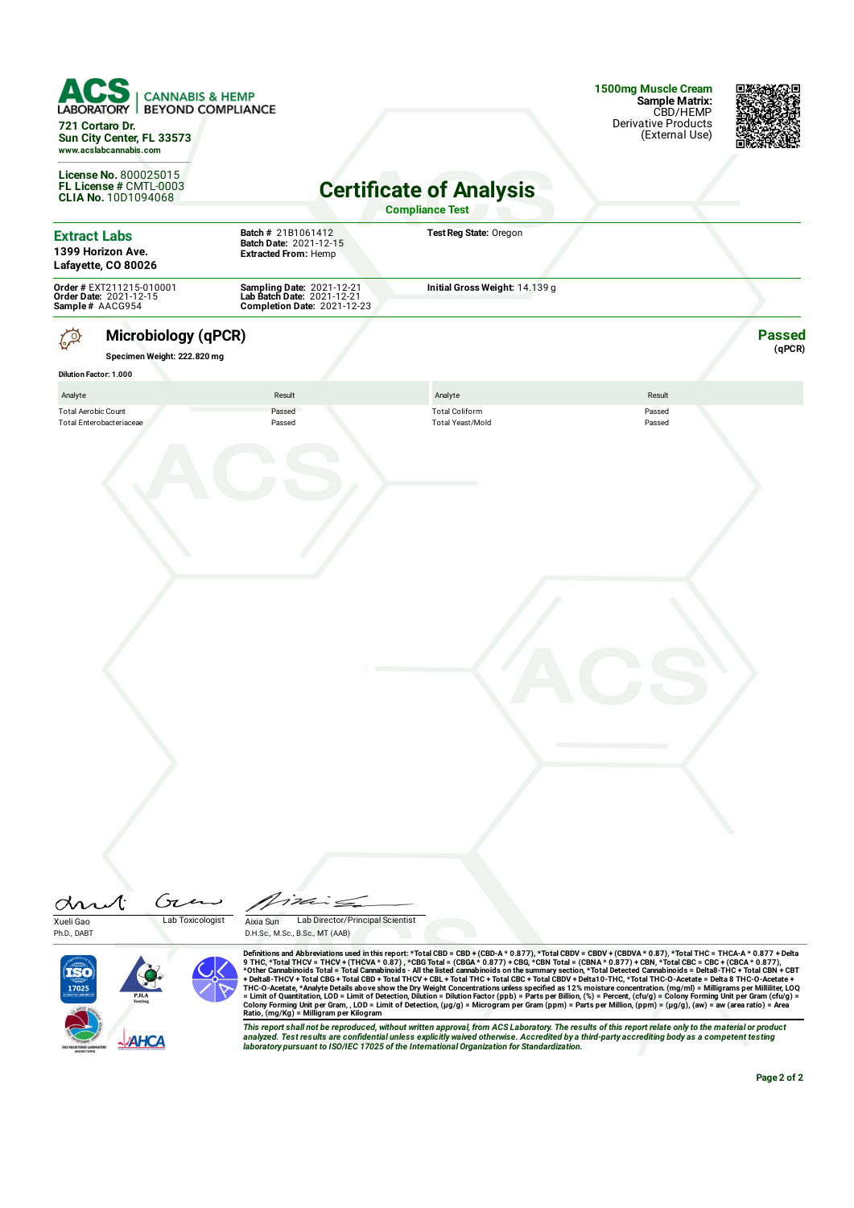**ACS LABORATORY** | CANNABIS & HEMP BEYOND COMPLIANCE

721 Cortaro Dr.
Sun City Center, FL 33573
www.acslabcannabis.com

**1500mg Muscle Cream**
**Sample Matrix:** CBD/HEMP Derivative Products (External Use)

**License No.** 800025015
**FL License #** CMTL-0003
**CLIA No.** 10D1094068

# Certificate of Analysis

**Compliance Test**

## Extract Labs

**1399 Horizon Ave.**
**Lafayette, CO 80026**

**Batch #** 21B1061412
**Batch Date:** 2021-12-15
**Extracted From:** Hemp

**Test Reg State:** Oregon

**Order #** EXT211215-010001
**Order Date:** 2021-12-15
**Sample #** AACG954

**Sampling Date:** 2021-12-21
**Lab Batch Date:** 2021-12-21
**Completion Date:** 2021-12-23

**Initial Gross Weight:** 14.139 g

## Microbiology (qPCR)

**Passed** (qPCR)

**Specimen Weight: 222.820 mg**

**Dilution Factor: 1.000**

| Analyte | Result | Analyte | Result |
|---|---|---|---|
| Total Aerobic Count | Passed | Total Coliform | Passed |
| Total Enterobacteriaceae | Passed | Total Yeast/Mold | Passed |

Xueli Gao, Ph.D., DABT — Lab Toxicologist

Aixia Sun, D.H.Sc., M.Sc., B.Sc., MT (AAB) — Lab Director/Principal Scientist

**Definitions and Abbreviations used in this report:** *Total CBD = CBD + (CBD-A * 0.877), *Total CBDV = CBDV + (CBDVA * 0.87), *Total THC = THCA-A * 0.877 + Delta 9 THC, *Total THCV = THCV + (THCVA * 0.87) , *CBG Total = (CBGA * 0.877) + CBG, *CBN Total = (CBNA * 0.877) + CBN, *Total CBC = CBC + (CBCA * 0.877), *Other Cannabinoids Total = Total Cannabinoids - All the listed cannabinoids on the summary section, *Total Detected Cannabinoids = Delta8-THC + Total CBN + CBT + Delta8-THCV + Total CBG + Total CBD + Total THCV + CBL + Total THC + Total CBC + Total CBDV + Delta10-THC, *Total THC-O-Acetate = Delta 8 THC-O-Acetate + THC-O-Acetate, *Analyte Details above show the Dry Weight Concentrations unless specified as 12% moisture concentration. (mg/ml) = Milligrams per Milliliter, LOQ = Limit of Quantitation, LOD = Limit of Detection, Dilution = Dilution Factor (ppb) = Parts per Billion, (%) = Percent, (cfu/g) = Colony Forming Unit per Gram (cfu/g) = Colony Forming Unit per Gram, , LOD = Limit of Detection, (µg/g) = Microgram per Gram (ppm) = Parts per Million, (ppm) = (µg/g), (aw) = aw (area ratio) = Area Ratio, (mg/Kg) = Milligram per Kilogram

*This report shall not be reproduced, without written approval, from ACS Laboratory. The results of this report relate only to the material or product analyzed. Test results are confidential unless explicitly waived otherwise. Accredited by a third-party accrediting body as a competent testing laboratory pursuant to ISO/IEC 17025 of the International Organization for Standardization.*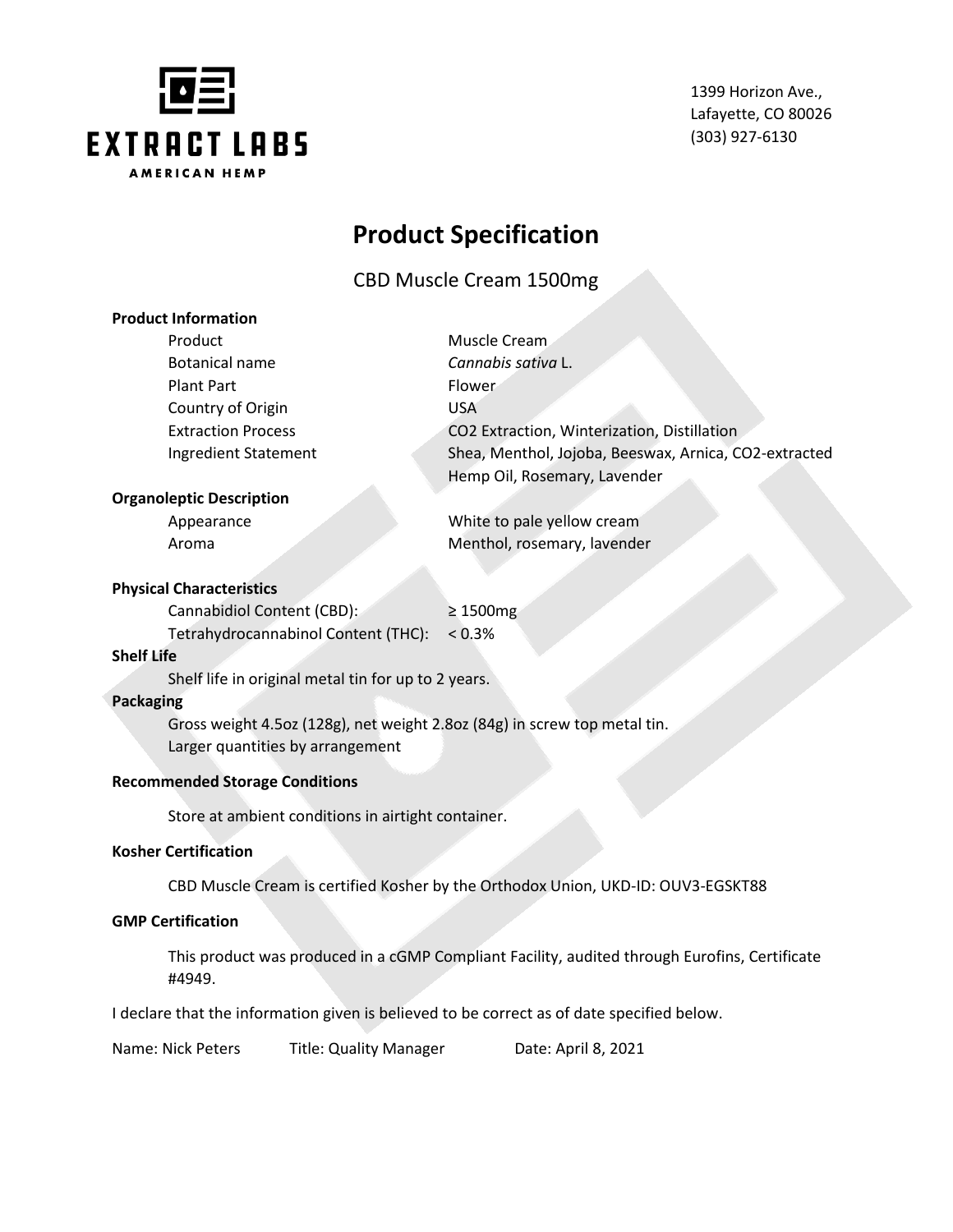EXTRACT LABS

AMERICAN HEMP

1399 Horizon Ave.,
Lafayette, CO 80026
(303) 927-6130

# Product Specification

## CBD Muscle Cream 1500mg

**Product Information**

| | |
|---|---|
| Product | Muscle Cream |
| Botanical name | *Cannabis sativa* L. |
| Plant Part | Flower |
| Country of Origin | USA |
| Extraction Process | $CO_2$ Extraction, Winterization, Distillation |
| Ingredient Statement | Shea, Menthol, Jojoba, Beeswax, Arnica, $CO_2$-extracted Hemp Oil, Rosemary, Lavender |

**Organoleptic Description**

| | |
|---|---|
| Appearance | White to pale yellow cream |
| Aroma | Menthol, rosemary, lavender |

**Physical Characteristics**

| | |
|---|---|
| Cannabidiol Content (CBD): | ≥ 1500mg |
| Tetrahydrocannabinol Content (THC): | < 0.3% |

**Shelf Life**

Shelf life in original metal tin for up to 2 years.

**Packaging**

Gross weight 4.5oz (128g), net weight 2.8oz (84g) in screw top metal tin.
Larger quantities by arrangement

**Recommended Storage Conditions**

Store at ambient conditions in airtight container.

**Kosher Certification**

CBD Muscle Cream is certified Kosher by the Orthodox Union, UKD-ID: OUV3-EGSKT88

**GMP Certification**

This product was produced in a cGMP Compliant Facility, audited through Eurofins, Certificate #4949.

I declare that the information given is believed to be correct as of date specified below.

Name: Nick Peters    Title: Quality Manager    Date: April 8, 2021